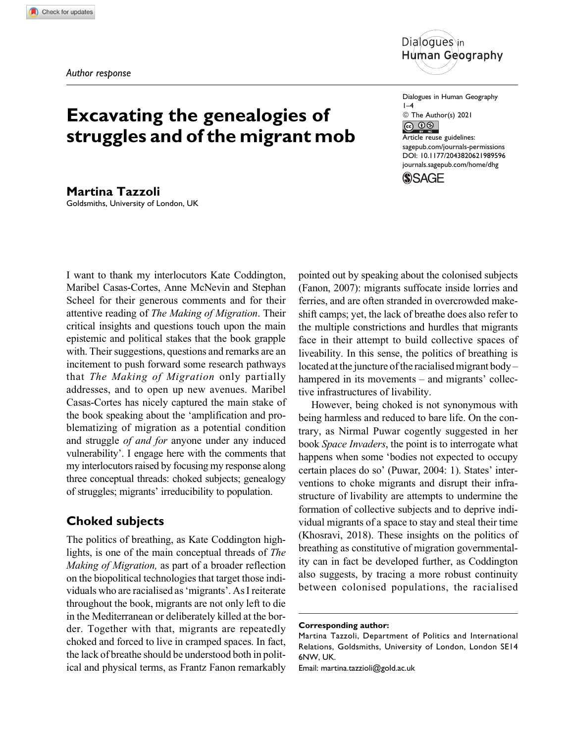*Author response*

# Excavating the genealogies of struggles and of the migrant mob

**Martina Tazzoli**
Goldsmiths, University of London, UK

Dialogues in Human Geography
1–4
© The Author(s) 2021
Article reuse guidelines:
sagepub.com/journals-permissions
DOI: 10.1177/2043820621989596
journals.sagepub.com/home/dhg

I want to thank my interlocutors Kate Coddington, Maribel Casas-Cortes, Anne McNevin and Stephan Scheel for their generous comments and for their attentive reading of *The Making of Migration*. Their critical insights and questions touch upon the main epistemic and political stakes that the book grapple with. Their suggestions, questions and remarks are an incitement to push forward some research pathways that *The Making of Migration* only partially addresses, and to open up new avenues. Maribel Casas-Cortes has nicely captured the main stake of the book speaking about the 'amplification and problematizing of migration as a potential condition and struggle *of and for* anyone under any induced vulnerability'. I engage here with the comments that my interlocutors raised by focusing my response along three conceptual threads: choked subjects; genealogy of struggles; migrants' irreducibility to population.

## Choked subjects

The politics of breathing, as Kate Coddington highlights, is one of the main conceptual threads of *The Making of Migration,* as part of a broader reflection on the biopolitical technologies that target those individuals who are racialised as 'migrants'. As I reiterate throughout the book, migrants are not only left to die in the Mediterranean or deliberately killed at the border. Together with that, migrants are repeatedly choked and forced to live in cramped spaces. In fact, the lack of breathe should be understood both in political and physical terms, as Frantz Fanon remarkably pointed out by speaking about the colonised subjects (Fanon, 2007): migrants suffocate inside lorries and ferries, and are often stranded in overcrowded makeshift camps; yet, the lack of breathe does also refer to the multiple constrictions and hurdles that migrants face in their attempt to build collective spaces of liveability. In this sense, the politics of breathing is located at the juncture of the racialised migrant body – hampered in its movements – and migrants' collective infrastructures of livability.

However, being choked is not synonymous with being harmless and reduced to bare life. On the contrary, as Nirmal Puwar cogently suggested in her book *Space Invaders*, the point is to interrogate what happens when some 'bodies not expected to occupy certain places do so' (Puwar, 2004: 1). States' interventions to choke migrants and disrupt their infrastructure of livability are attempts to undermine the formation of collective subjects and to deprive individual migrants of a space to stay and steal their time (Khosravi, 2018). These insights on the politics of breathing as constitutive of migration governmentality can in fact be developed further, as Coddington also suggests, by tracing a more robust continuity between colonised populations, the racialised

**Corresponding author:**
Martina Tazzoli, Department of Politics and International Relations, Goldsmiths, University of London, London SE14 6NW, UK.
Email: martina.tazzioli@gold.ac.uk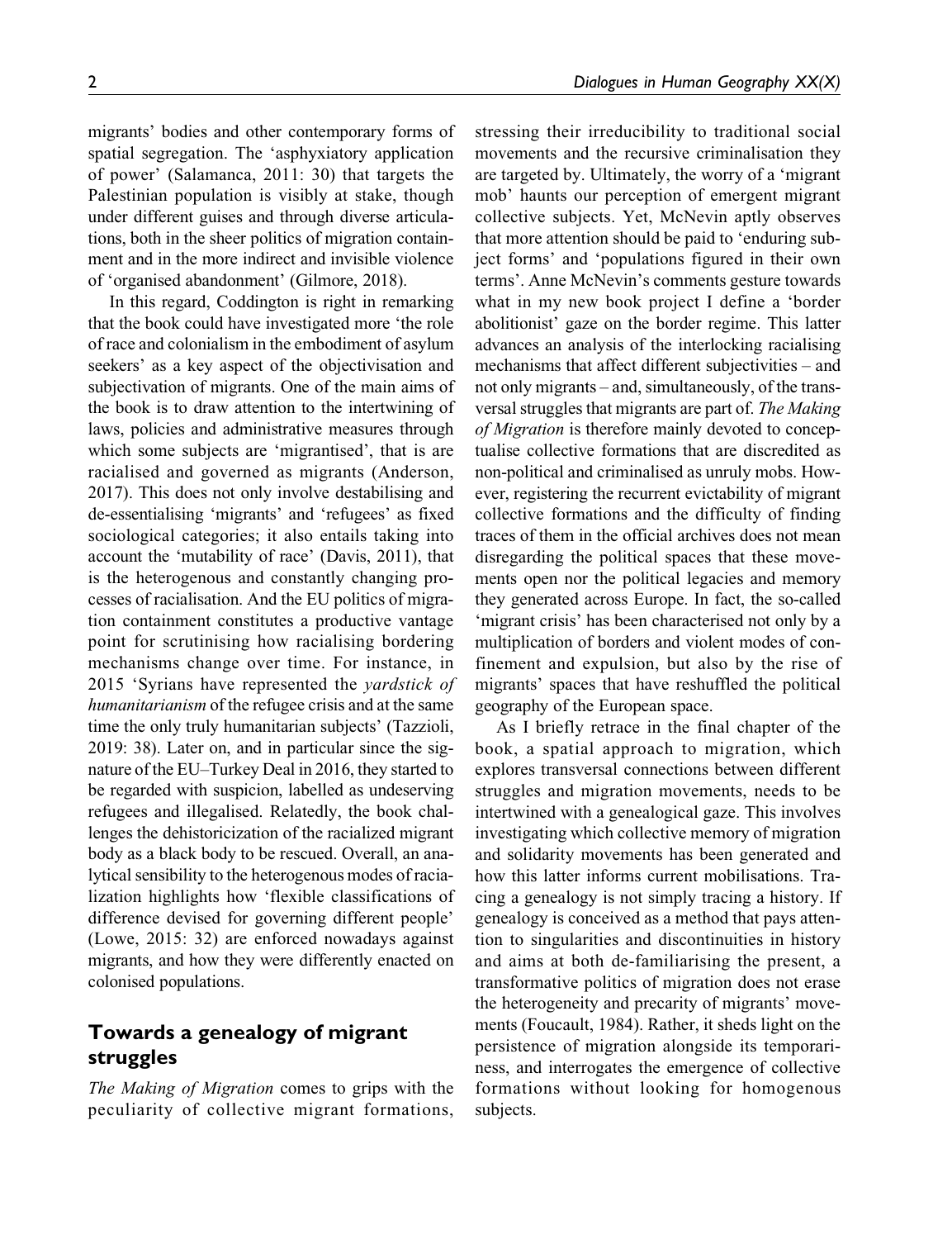migrants' bodies and other contemporary forms of spatial segregation. The 'asphyxiatory application of power' (Salamanca, 2011: 30) that targets the Palestinian population is visibly at stake, though under different guises and through diverse articulations, both in the sheer politics of migration containment and in the more indirect and invisible violence of 'organised abandonment' (Gilmore, 2018).

In this regard, Coddington is right in remarking that the book could have investigated more 'the role of race and colonialism in the embodiment of asylum seekers' as a key aspect of the objectivisation and subjectivation of migrants. One of the main aims of the book is to draw attention to the intertwining of laws, policies and administrative measures through which some subjects are 'migrantised', that is are racialised and governed as migrants (Anderson, 2017). This does not only involve destabilising and de-essentialising 'migrants' and 'refugees' as fixed sociological categories; it also entails taking into account the 'mutability of race' (Davis, 2011), that is the heterogenous and constantly changing processes of racialisation. And the EU politics of migration containment constitutes a productive vantage point for scrutinising how racialising bordering mechanisms change over time. For instance, in 2015 'Syrians have represented the *yardstick of humanitarianism* of the refugee crisis and at the same time the only truly humanitarian subjects' (Tazzioli, 2019: 38). Later on, and in particular since the signature of the EU–Turkey Deal in 2016, they started to be regarded with suspicion, labelled as undeserving refugees and illegalised. Relatedly, the book challenges the dehistoricization of the racialized migrant body as a black body to be rescued. Overall, an analytical sensibility to the heterogenous modes of racialization highlights how 'flexible classifications of difference devised for governing different people' (Lowe, 2015: 32) are enforced nowadays against migrants, and how they were differently enacted on colonised populations.

## Towards a genealogy of migrant struggles

*The Making of Migration* comes to grips with the peculiarity of collective migrant formations, stressing their irreducibility to traditional social movements and the recursive criminalisation they are targeted by. Ultimately, the worry of a 'migrant mob' haunts our perception of emergent migrant collective subjects. Yet, McNevin aptly observes that more attention should be paid to 'enduring subject forms' and 'populations figured in their own terms'. Anne McNevin's comments gesture towards what in my new book project I define a 'border abolitionist' gaze on the border regime. This latter advances an analysis of the interlocking racialising mechanisms that affect different subjectivities – and not only migrants – and, simultaneously, of the transversal struggles that migrants are part of. *The Making of Migration* is therefore mainly devoted to conceptualise collective formations that are discredited as non-political and criminalised as unruly mobs. However, registering the recurrent evictability of migrant collective formations and the difficulty of finding traces of them in the official archives does not mean disregarding the political spaces that these movements open nor the political legacies and memory they generated across Europe. In fact, the so-called 'migrant crisis' has been characterised not only by a multiplication of borders and violent modes of confinement and expulsion, but also by the rise of migrants' spaces that have reshuffled the political geography of the European space.

As I briefly retrace in the final chapter of the book, a spatial approach to migration, which explores transversal connections between different struggles and migration movements, needs to be intertwined with a genealogical gaze. This involves investigating which collective memory of migration and solidarity movements has been generated and how this latter informs current mobilisations. Tracing a genealogy is not simply tracing a history. If genealogy is conceived as a method that pays attention to singularities and discontinuities in history and aims at both de-familiarising the present, a transformative politics of migration does not erase the heterogeneity and precarity of migrants' movements (Foucault, 1984). Rather, it sheds light on the persistence of migration alongside its temporariness, and interrogates the emergence of collective formations without looking for homogenous subjects.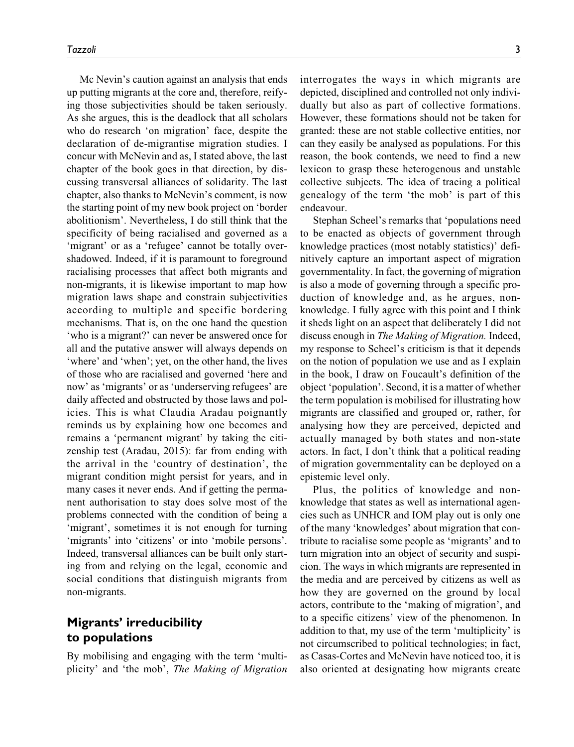Mc Nevin's caution against an analysis that ends up putting migrants at the core and, therefore, reifying those subjectivities should be taken seriously. As she argues, this is the deadlock that all scholars who do research 'on migration' face, despite the declaration of de-migrantise migration studies. I concur with McNevin and as, I stated above, the last chapter of the book goes in that direction, by discussing transversal alliances of solidarity. The last chapter, also thanks to McNevin's comment, is now the starting point of my new book project on 'border abolitionism'. Nevertheless, I do still think that the specificity of being racialised and governed as a 'migrant' or as a 'refugee' cannot be totally overshadowed. Indeed, if it is paramount to foreground racialising processes that affect both migrants and non-migrants, it is likewise important to map how migration laws shape and constrain subjectivities according to multiple and specific bordering mechanisms. That is, on the one hand the question 'who is a migrant?' can never be answered once for all and the putative answer will always depends on 'where' and 'when'; yet, on the other hand, the lives of those who are racialised and governed 'here and now' as 'migrants' or as 'underserving refugees' are daily affected and obstructed by those laws and policies. This is what Claudia Aradau poignantly reminds us by explaining how one becomes and remains a 'permanent migrant' by taking the citizenship test (Aradau, 2015): far from ending with the arrival in the 'country of destination', the migrant condition might persist for years, and in many cases it never ends. And if getting the permanent authorisation to stay does solve most of the problems connected with the condition of being a 'migrant', sometimes it is not enough for turning 'migrants' into 'citizens' or into 'mobile persons'. Indeed, transversal alliances can be built only starting from and relying on the legal, economic and social conditions that distinguish migrants from non-migrants.

## Migrants' irreducibility to populations

By mobilising and engaging with the term 'multiplicity' and 'the mob', *The Making of Migration* interrogates the ways in which migrants are depicted, disciplined and controlled not only individually but also as part of collective formations. However, these formations should not be taken for granted: these are not stable collective entities, nor can they easily be analysed as populations. For this reason, the book contends, we need to find a new lexicon to grasp these heterogenous and unstable collective subjects. The idea of tracing a political genealogy of the term 'the mob' is part of this endeavour.

Stephan Scheel's remarks that 'populations need to be enacted as objects of government through knowledge practices (most notably statistics)' definitively capture an important aspect of migration governmentality. In fact, the governing of migration is also a mode of governing through a specific production of knowledge and, as he argues, non-knowledge. I fully agree with this point and I think it sheds light on an aspect that deliberately I did not discuss enough in *The Making of Migration.* Indeed, my response to Scheel's criticism is that it depends on the notion of population we use and as I explain in the book, I draw on Foucault's definition of the object 'population'. Second, it is a matter of whether the term population is mobilised for illustrating how migrants are classified and grouped or, rather, for analysing how they are perceived, depicted and actually managed by both states and non-state actors. In fact, I don't think that a political reading of migration governmentality can be deployed on a epistemic level only.

Plus, the politics of knowledge and non-knowledge that states as well as international agencies such as UNHCR and IOM play out is only one of the many 'knowledges' about migration that contribute to racialise some people as 'migrants' and to turn migration into an object of security and suspicion. The ways in which migrants are represented in the media and are perceived by citizens as well as how they are governed on the ground by local actors, contribute to the 'making of migration', and to a specific citizens' view of the phenomenon. In addition to that, my use of the term 'multiplicity' is not circumscribed to political technologies; in fact, as Casas-Cortes and McNevin have noticed too, it is also oriented at designating how migrants create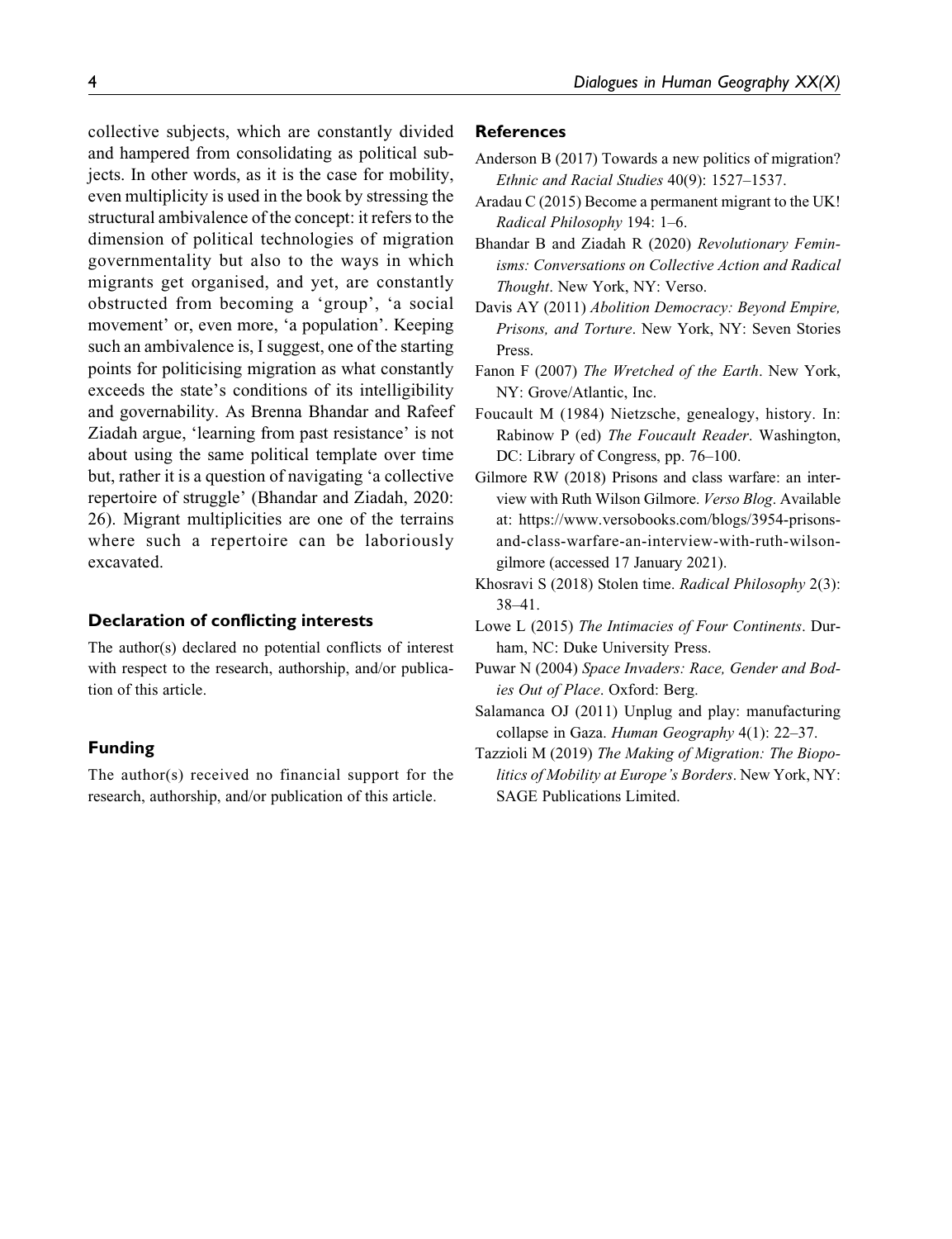collective subjects, which are constantly divided and hampered from consolidating as political subjects. In other words, as it is the case for mobility, even multiplicity is used in the book by stressing the structural ambivalence of the concept: it refers to the dimension of political technologies of migration governmentality but also to the ways in which migrants get organised, and yet, are constantly obstructed from becoming a 'group', 'a social movement' or, even more, 'a population'. Keeping such an ambivalence is, I suggest, one of the starting points for politicising migration as what constantly exceeds the state's conditions of its intelligibility and governability. As Brenna Bhandar and Rafeef Ziadah argue, 'learning from past resistance' is not about using the same political template over time but, rather it is a question of navigating 'a collective repertoire of struggle' (Bhandar and Ziadah, 2020: 26). Migrant multiplicities are one of the terrains where such a repertoire can be laboriously excavated.

## Declaration of conflicting interests

The author(s) declared no potential conflicts of interest with respect to the research, authorship, and/or publication of this article.

## Funding

The author(s) received no financial support for the research, authorship, and/or publication of this article.

## References

Anderson B (2017) Towards a new politics of migration? *Ethnic and Racial Studies* 40(9): 1527–1537.

Aradau C (2015) Become a permanent migrant to the UK! *Radical Philosophy* 194: 1–6.

Bhandar B and Ziadah R (2020) *Revolutionary Feminisms: Conversations on Collective Action and Radical Thought*. New York, NY: Verso.

Davis AY (2011) *Abolition Democracy: Beyond Empire, Prisons, and Torture*. New York, NY: Seven Stories Press.

Fanon F (2007) *The Wretched of the Earth*. New York, NY: Grove/Atlantic, Inc.

Foucault M (1984) Nietzsche, genealogy, history. In: Rabinow P (ed) *The Foucault Reader*. Washington, DC: Library of Congress, pp. 76–100.

Gilmore RW (2018) Prisons and class warfare: an interview with Ruth Wilson Gilmore. *Verso Blog*. Available at: https://www.versobooks.com/blogs/3954-prisons-and-class-warfare-an-interview-with-ruth-wilson-gilmore (accessed 17 January 2021).

Khosravi S (2018) Stolen time. *Radical Philosophy* 2(3): 38–41.

Lowe L (2015) *The Intimacies of Four Continents*. Durham, NC: Duke University Press.

Puwar N (2004) *Space Invaders: Race, Gender and Bodies Out of Place*. Oxford: Berg.

Salamanca OJ (2011) Unplug and play: manufacturing collapse in Gaza. *Human Geography* 4(1): 22–37.

Tazzioli M (2019) *The Making of Migration: The Biopolitics of Mobility at Europe's Borders*. New York, NY: SAGE Publications Limited.